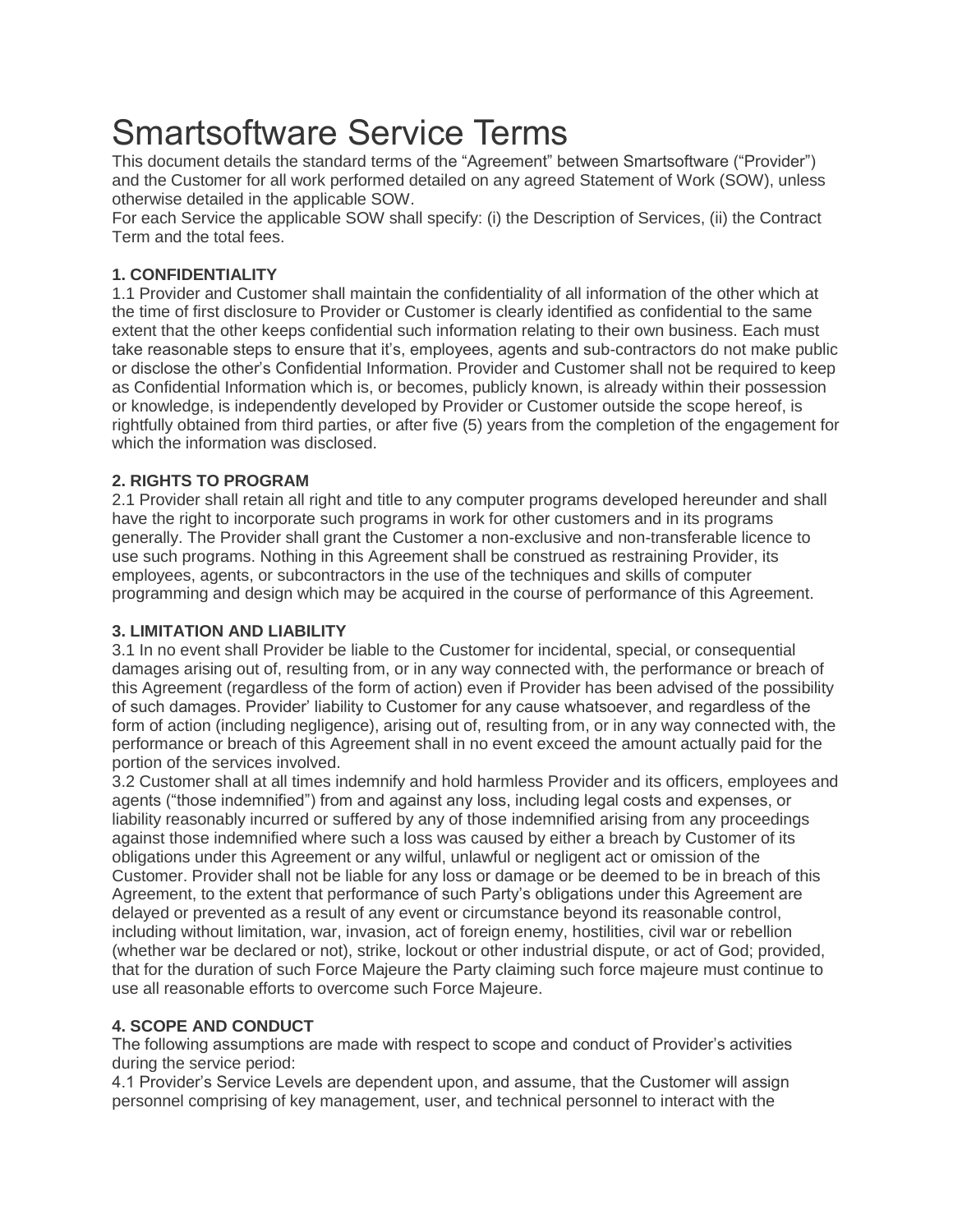# Smartsoftware Service Terms

This document details the standard terms of the "Agreement" between Smartsoftware ("Provider") and the Customer for all work performed detailed on any agreed Statement of Work (SOW), unless otherwise detailed in the applicable SOW.

For each Service the applicable SOW shall specify: (i) the Description of Services, (ii) the Contract Term and the total fees.

**1. CONFIDENTIALITY**

1.1 Provider and Customer shall maintain the confidentiality of all information of the other which at the time of first disclosure to Provider or Customer is clearly identified as confidential to the same extent that the other keeps confidential such information relating to their own business. Each must take reasonable steps to ensure that it's, employees, agents and sub-contractors do not make public or disclose the other's Confidential Information. Provider and Customer shall not be required to keep as Confidential Information which is, or becomes, publicly known, is already within their possession or knowledge, is independently developed by Provider or Customer outside the scope hereof, is rightfully obtained from third parties, or after five (5) years from the completion of the engagement for which the information was disclosed.

**2. RIGHTS TO PROGRAM**

2.1 Provider shall retain all right and title to any computer programs developed hereunder and shall have the right to incorporate such programs in work for other customers and in its programs generally. The Provider shall grant the Customer a non-exclusive and non-transferable licence to use such programs. Nothing in this Agreement shall be construed as restraining Provider, its employees, agents, or subcontractors in the use of the techniques and skills of computer programming and design which may be acquired in the course of performance of this Agreement.

**3. LIMITATION AND LIABILITY**

3.1 In no event shall Provider be liable to the Customer for incidental, special, or consequential damages arising out of, resulting from, or in any way connected with, the performance or breach of this Agreement (regardless of the form of action) even if Provider has been advised of the possibility of such damages. Provider' liability to Customer for any cause whatsoever, and regardless of the form of action (including negligence), arising out of, resulting from, or in any way connected with, the performance or breach of this Agreement shall in no event exceed the amount actually paid for the portion of the services involved.

3.2 Customer shall at all times indemnify and hold harmless Provider and its officers, employees and agents ("those indemnified") from and against any loss, including legal costs and expenses, or liability reasonably incurred or suffered by any of those indemnified arising from any proceedings against those indemnified where such a loss was caused by either a breach by Customer of its obligations under this Agreement or any wilful, unlawful or negligent act or omission of the Customer. Provider shall not be liable for any loss or damage or be deemed to be in breach of this Agreement, to the extent that performance of such Party's obligations under this Agreement are delayed or prevented as a result of any event or circumstance beyond its reasonable control, including without limitation, war, invasion, act of foreign enemy, hostilities, civil war or rebellion (whether war be declared or not), strike, lockout or other industrial dispute, or act of God; provided, that for the duration of such Force Majeure the Party claiming such force majeure must continue to use all reasonable efforts to overcome such Force Majeure.

**4. SCOPE AND CONDUCT**

The following assumptions are made with respect to scope and conduct of Provider's activities during the service period:

4.1 Provider's Service Levels are dependent upon, and assume, that the Customer will assign personnel comprising of key management, user, and technical personnel to interact with the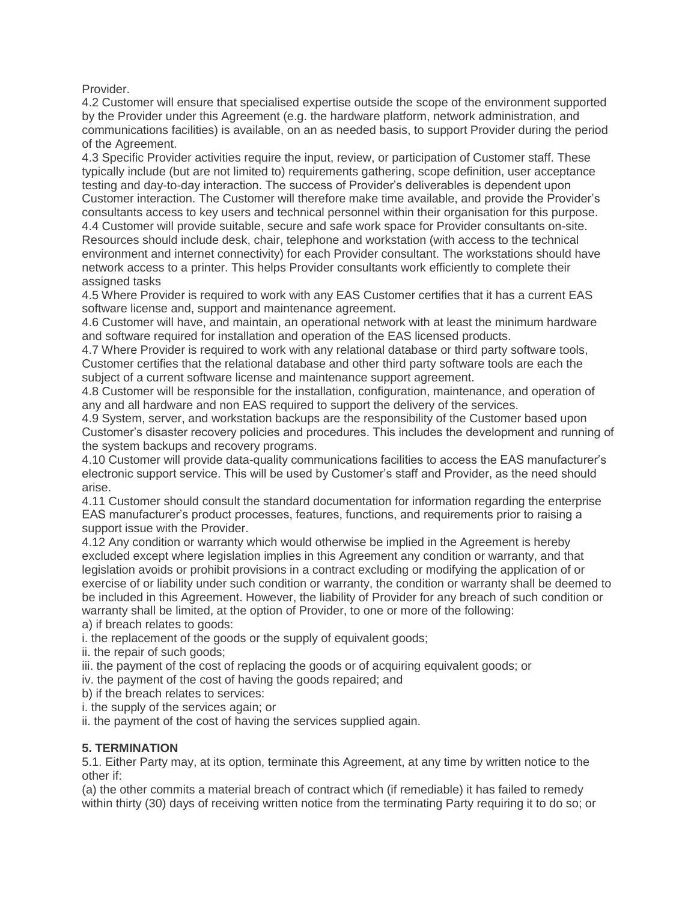Provider.

4.2 Customer will ensure that specialised expertise outside the scope of the environment supported by the Provider under this Agreement (e.g. the hardware platform, network administration, and communications facilities) is available, on an as needed basis, to support Provider during the period of the Agreement.

4.3 Specific Provider activities require the input, review, or participation of Customer staff. These typically include (but are not limited to) requirements gathering, scope definition, user acceptance testing and day-to-day interaction. The success of Provider's deliverables is dependent upon Customer interaction. The Customer will therefore make time available, and provide the Provider's consultants access to key users and technical personnel within their organisation for this purpose.

4.4 Customer will provide suitable, secure and safe work space for Provider consultants on-site. Resources should include desk, chair, telephone and workstation (with access to the technical environment and internet connectivity) for each Provider consultant. The workstations should have network access to a printer. This helps Provider consultants work efficiently to complete their assigned tasks

4.5 Where Provider is required to work with any EAS Customer certifies that it has a current EAS software license and, support and maintenance agreement.

4.6 Customer will have, and maintain, an operational network with at least the minimum hardware and software required for installation and operation of the EAS licensed products.

4.7 Where Provider is required to work with any relational database or third party software tools, Customer certifies that the relational database and other third party software tools are each the subject of a current software license and maintenance support agreement.

4.8 Customer will be responsible for the installation, configuration, maintenance, and operation of any and all hardware and non EAS required to support the delivery of the services.

4.9 System, server, and workstation backups are the responsibility of the Customer based upon Customer's disaster recovery policies and procedures. This includes the development and running of the system backups and recovery programs.

4.10 Customer will provide data-quality communications facilities to access the EAS manufacturer's electronic support service. This will be used by Customer's staff and Provider, as the need should arise.

4.11 Customer should consult the standard documentation for information regarding the enterprise EAS manufacturer's product processes, features, functions, and requirements prior to raising a support issue with the Provider.

4.12 Any condition or warranty which would otherwise be implied in the Agreement is hereby excluded except where legislation implies in this Agreement any condition or warranty, and that legislation avoids or prohibit provisions in a contract excluding or modifying the application of or exercise of or liability under such condition or warranty, the condition or warranty shall be deemed to be included in this Agreement. However, the liability of Provider for any breach of such condition or warranty shall be limited, at the option of Provider, to one or more of the following:

a) if breach relates to goods:

i. the replacement of the goods or the supply of equivalent goods;

ii. the repair of such goods;

iii. the payment of the cost of replacing the goods or of acquiring equivalent goods; or

iv. the payment of the cost of having the goods repaired; and

b) if the breach relates to services:

i. the supply of the services again; or

ii. the payment of the cost of having the services supplied again.

**5. TERMINATION**

5.1. Either Party may, at its option, terminate this Agreement, at any time by written notice to the other if:

(a) the other commits a material breach of contract which (if remediable) it has failed to remedy within thirty (30) days of receiving written notice from the terminating Party requiring it to do so; or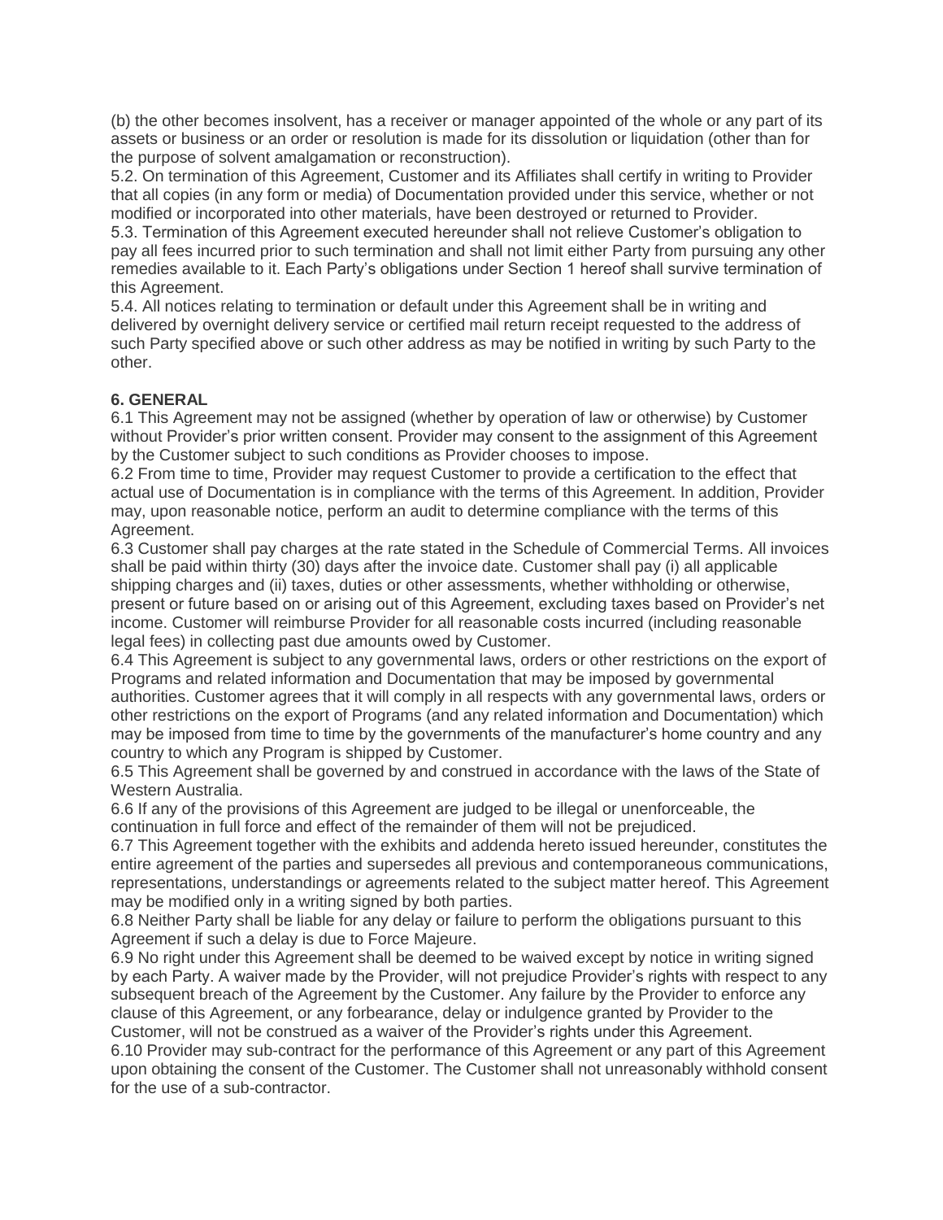(b) the other becomes insolvent, has a receiver or manager appointed of the whole or any part of its assets or business or an order or resolution is made for its dissolution or liquidation (other than for the purpose of solvent amalgamation or reconstruction).

5.2. On termination of this Agreement, Customer and its Affiliates shall certify in writing to Provider that all copies (in any form or media) of Documentation provided under this service, whether or not modified or incorporated into other materials, have been destroyed or returned to Provider.

5.3. Termination of this Agreement executed hereunder shall not relieve Customer's obligation to pay all fees incurred prior to such termination and shall not limit either Party from pursuing any other remedies available to it. Each Party's obligations under Section 1 hereof shall survive termination of this Agreement.

5.4. All notices relating to termination or default under this Agreement shall be in writing and delivered by overnight delivery service or certified mail return receipt requested to the address of such Party specified above or such other address as may be notified in writing by such Party to the other.

**6. GENERAL**

6.1 This Agreement may not be assigned (whether by operation of law or otherwise) by Customer without Provider's prior written consent. Provider may consent to the assignment of this Agreement by the Customer subject to such conditions as Provider chooses to impose.

6.2 From time to time, Provider may request Customer to provide a certification to the effect that actual use of Documentation is in compliance with the terms of this Agreement. In addition, Provider may, upon reasonable notice, perform an audit to determine compliance with the terms of this Agreement.

6.3 Customer shall pay charges at the rate stated in the Schedule of Commercial Terms. All invoices shall be paid within thirty (30) days after the invoice date. Customer shall pay (i) all applicable shipping charges and (ii) taxes, duties or other assessments, whether withholding or otherwise, present or future based on or arising out of this Agreement, excluding taxes based on Provider's net income. Customer will reimburse Provider for all reasonable costs incurred (including reasonable legal fees) in collecting past due amounts owed by Customer.

6.4 This Agreement is subject to any governmental laws, orders or other restrictions on the export of Programs and related information and Documentation that may be imposed by governmental authorities. Customer agrees that it will comply in all respects with any governmental laws, orders or other restrictions on the export of Programs (and any related information and Documentation) which may be imposed from time to time by the governments of the manufacturer's home country and any country to which any Program is shipped by Customer.

6.5 This Agreement shall be governed by and construed in accordance with the laws of the State of Western Australia.

6.6 If any of the provisions of this Agreement are judged to be illegal or unenforceable, the continuation in full force and effect of the remainder of them will not be prejudiced.

6.7 This Agreement together with the exhibits and addenda hereto issued hereunder, constitutes the entire agreement of the parties and supersedes all previous and contemporaneous communications, representations, understandings or agreements related to the subject matter hereof. This Agreement may be modified only in a writing signed by both parties.

6.8 Neither Party shall be liable for any delay or failure to perform the obligations pursuant to this Agreement if such a delay is due to Force Majeure.

6.9 No right under this Agreement shall be deemed to be waived except by notice in writing signed by each Party. A waiver made by the Provider, will not prejudice Provider's rights with respect to any subsequent breach of the Agreement by the Customer. Any failure by the Provider to enforce any clause of this Agreement, or any forbearance, delay or indulgence granted by Provider to the Customer, will not be construed as a waiver of the Provider's rights under this Agreement.

6.10 Provider may sub-contract for the performance of this Agreement or any part of this Agreement upon obtaining the consent of the Customer. The Customer shall not unreasonably withhold consent for the use of a sub-contractor.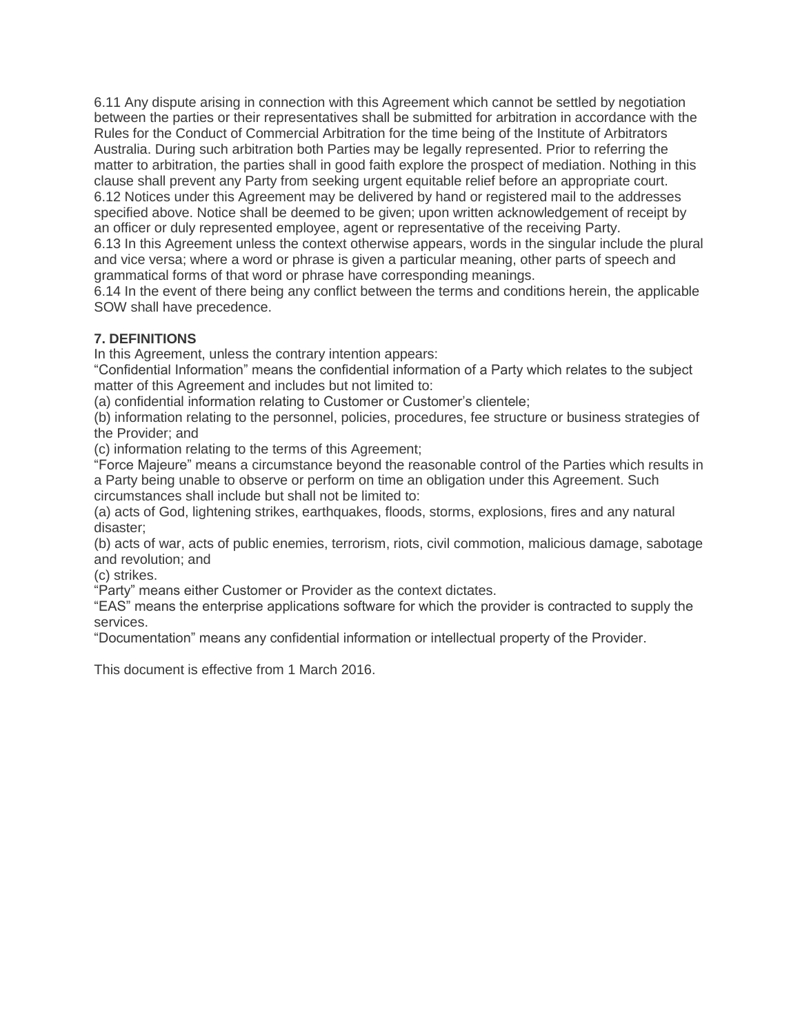6.11 Any dispute arising in connection with this Agreement which cannot be settled by negotiation between the parties or their representatives shall be submitted for arbitration in accordance with the Rules for the Conduct of Commercial Arbitration for the time being of the Institute of Arbitrators Australia. During such arbitration both Parties may be legally represented. Prior to referring the matter to arbitration, the parties shall in good faith explore the prospect of mediation. Nothing in this clause shall prevent any Party from seeking urgent equitable relief before an appropriate court.
6.12 Notices under this Agreement may be delivered by hand or registered mail to the addresses specified above. Notice shall be deemed to be given; upon written acknowledgement of receipt by an officer or duly represented employee, agent or representative of the receiving Party.
6.13 In this Agreement unless the context otherwise appears, words in the singular include the plural and vice versa; where a word or phrase is given a particular meaning, other parts of speech and grammatical forms of that word or phrase have corresponding meanings.
6.14 In the event of there being any conflict between the terms and conditions herein, the applicable SOW shall have precedence.

**7. DEFINITIONS**

In this Agreement, unless the contrary intention appears:
"Confidential Information" means the confidential information of a Party which relates to the subject matter of this Agreement and includes but not limited to:
(a) confidential information relating to Customer or Customer's clientele;
(b) information relating to the personnel, policies, procedures, fee structure or business strategies of the Provider; and
(c) information relating to the terms of this Agreement;
"Force Majeure" means a circumstance beyond the reasonable control of the Parties which results in a Party being unable to observe or perform on time an obligation under this Agreement. Such circumstances shall include but shall not be limited to:
(a) acts of God, lightening strikes, earthquakes, floods, storms, explosions, fires and any natural disaster;
(b) acts of war, acts of public enemies, terrorism, riots, civil commotion, malicious damage, sabotage and revolution; and
(c) strikes.
"Party" means either Customer or Provider as the context dictates.
"EAS" means the enterprise applications software for which the provider is contracted to supply the services.
"Documentation" means any confidential information or intellectual property of the Provider.

This document is effective from 1 March 2016.